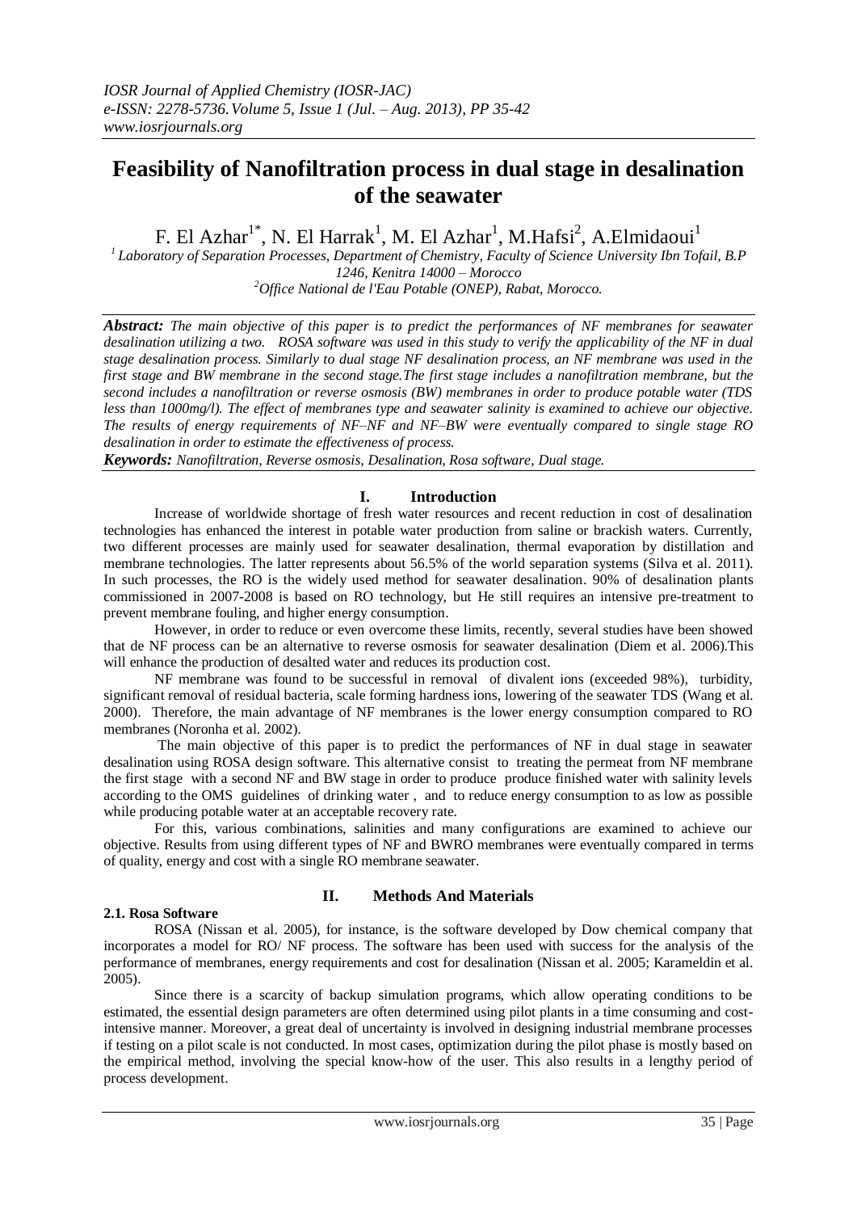# Feasibility of Nanofiltration process in dual stage in desalination of the seawater

F. El Azhar[1*], N. El Harrak[1], M. El Azhar[1], M.Hafsi[2], A.Elmidaoui[1]

[1] Laboratory of Separation Processes, Department of Chemistry, Faculty of Science University Ibn Tofail, B.P 1246, Kenitra 14000 – Morocco

[2] Office National de l'Eau Potable (ONEP), Rabat, Morocco.

***Abstract:*** *The main objective of this paper is to predict the performances of NF membranes for seawater desalination utilizing a two. ROSA software was used in this study to verify the applicability of the NF in dual stage desalination process. Similarly to dual stage NF desalination process, an NF membrane was used in the first stage and BW membrane in the second stage.The first stage includes a nanofiltration membrane, but the second includes a nanofiltration or reverse osmosis (BW) membranes in order to produce potable water (TDS less than 1000mg/l). The effect of membranes type and seawater salinity is examined to achieve our objective. The results of energy requirements of NF–NF and NF–BW were eventually compared to single stage RO desalination in order to estimate the effectiveness of process.*

***Keywords:*** *Nanofiltration, Reverse osmosis, Desalination, Rosa software, Dual stage.*

## I. Introduction

Increase of worldwide shortage of fresh water resources and recent reduction in cost of desalination technologies has enhanced the interest in potable water production from saline or brackish waters. Currently, two different processes are mainly used for seawater desalination, thermal evaporation by distillation and membrane technologies. The latter represents about 56.5% of the world separation systems (Silva et al. 2011). In such processes, the RO is the widely used method for seawater desalination. 90% of desalination plants commissioned in 2007-2008 is based on RO technology, but He still requires an intensive pre-treatment to prevent membrane fouling, and higher energy consumption.

However, in order to reduce or even overcome these limits, recently, several studies have been showed that de NF process can be an alternative to reverse osmosis for seawater desalination (Diem et al. 2006).This will enhance the production of desalted water and reduces its production cost.

NF membrane was found to be successful in removal of divalent ions (exceeded 98%), turbidity, significant removal of residual bacteria, scale forming hardness ions, lowering of the seawater TDS (Wang et al. 2000). Therefore, the main advantage of NF membranes is the lower energy consumption compared to RO membranes (Noronha et al. 2002).

The main objective of this paper is to predict the performances of NF in dual stage in seawater desalination using ROSA design software. This alternative consist to treating the permeat from NF membrane the first stage with a second NF and BW stage in order to produce produce finished water with salinity levels according to the OMS guidelines of drinking water , and to reduce energy consumption to as low as possible while producing potable water at an acceptable recovery rate.

For this, various combinations, salinities and many configurations are examined to achieve our objective. Results from using different types of NF and BWRO membranes were eventually compared in terms of quality, energy and cost with a single RO membrane seawater.

## II. Methods And Materials

### 2.1. Rosa Software

ROSA (Nissan et al. 2005), for instance, is the software developed by Dow chemical company that incorporates a model for RO/ NF process. The software has been used with success for the analysis of the performance of membranes, energy requirements and cost for desalination (Nissan et al. 2005; Karameldin et al. 2005).

Since there is a scarcity of backup simulation programs, which allow operating conditions to be estimated, the essential design parameters are often determined using pilot plants in a time consuming and cost-intensive manner. Moreover, a great deal of uncertainty is involved in designing industrial membrane processes if testing on a pilot scale is not conducted. In most cases, optimization during the pilot phase is mostly based on the empirical method, involving the special know-how of the user. This also results in a lengthy period of process development.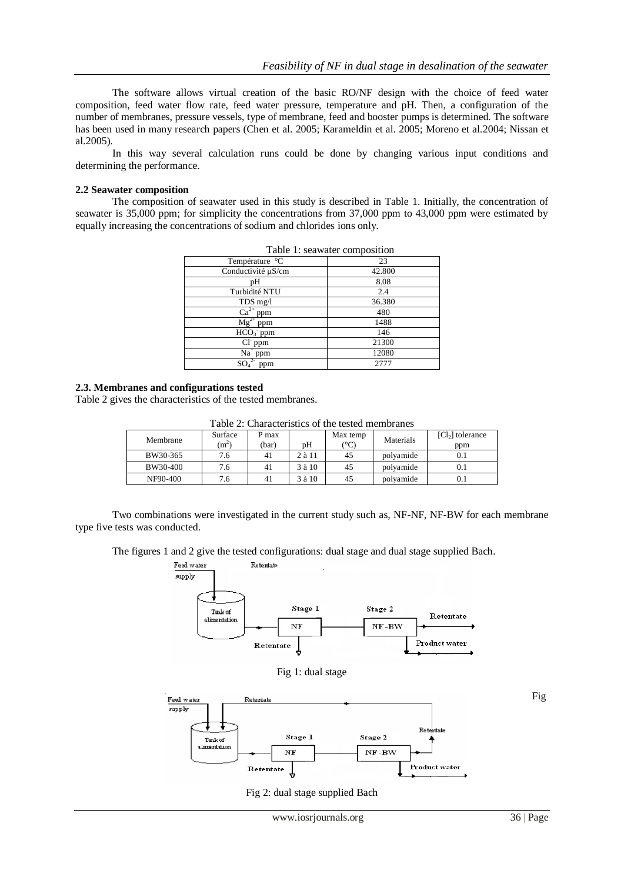The software allows virtual creation of the basic RO/NF design with the choice of feed water composition, feed water flow rate, feed water pressure, temperature and pH. Then, a configuration of the number of membranes, pressure vessels, type of membrane, feed and booster pumps is determined. The software has been used in many research papers (Chen et al. 2005; Karameldin et al. 2005; Moreno et al.2004; Nissan et al.2005).

In this way several calculation runs could be done by changing various input conditions and determining the performance.

### 2.2 Seawater composition

The composition of seawater used in this study is described in Table 1. Initially, the concentration of seawater is 35,000 ppm; for simplicity the concentrations from 37,000 ppm to 43,000 ppm were estimated by equally increasing the concentrations of sodium and chlorides ions only.

Table 1: seawater composition

| | |
|---|---|
| Température °C | 23 |
| Conductivité µS/cm | 42.800 |
| pH | 8.08 |
| Turbidité NTU | 2.4 |
| TDS mg/l | 36.380 |
| $Ca^{2+}$ ppm | 480 |
| $Mg^{2+}$ ppm | 1488 |
| $HCO_3^-$ ppm | 146 |
| $Cl^-$ ppm | 21300 |
| $Na^+$ ppm | 12080 |
| $SO_4^{2-}$ ppm | 2777 |

### 2.3. Membranes and configurations tested

Table 2 gives the characteristics of the tested membranes.

Table 2: Characteristics of the tested membranes

| Membrane | Surface ($m^2$) | P max (bar) | pH | Max temp (°C) | Materials | $[Cl_2]$ tolerance ppm |
|---|---|---|---|---|---|---|
| BW30-365 | 7.6 | 41 | 2 à 11 | 45 | polyamide | 0.1 |
| BW30-400 | 7.6 | 41 | 3 à 10 | 45 | polyamide | 0.1 |
| NF90-400 | 7.6 | 41 | 3 à 10 | 45 | polyamide | 0.1 |

Two combinations were investigated in the current study such as, NF-NF, NF-BW for each membrane type five tests was conducted.

The figures 1 and 2 give the tested configurations: dual stage and dual stage supplied Bach.

Fig 1: dual stage

Fig 2: dual stage supplied Bach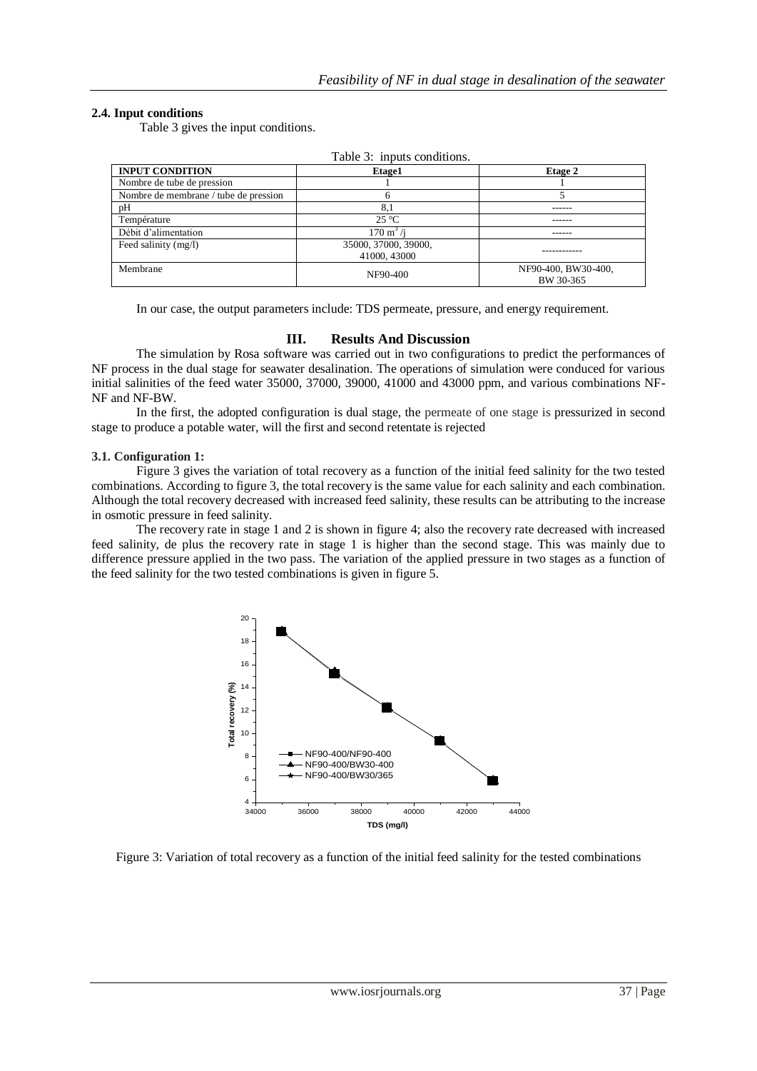#### 2.4. Input conditions

Table 3 gives the input conditions.

Table 3: inputs conditions.

| INPUT CONDITION | Etage1 | Etage 2 |
|---|---|---|
| Nombre de tube de pression | 1 | 1 |
| Nombre de membrane / tube de pression | 6 | 5 |
| pH | 8,1 | ------ |
| Température | 25 °C | ------ |
| Débit d'alimentation | 170 $m^3$ /j | ------ |
| Feed salinity (mg/l) | 35000, 37000, 39000, 41000, 43000 | ------------ |
| Membrane | NF90-400 | NF90-400, BW30-400, BW 30-365 |

In our case, the output parameters include: TDS permeate, pressure, and energy requirement.

## III. Results And Discussion

The simulation by Rosa software was carried out in two configurations to predict the performances of NF process in the dual stage for seawater desalination. The operations of simulation were conduced for various initial salinities of the feed water 35000, 37000, 39000, 41000 and 43000 ppm, and various combinations NF-NF and NF-BW.

In the first, the adopted configuration is dual stage, the permeate of one stage is pressurized in second stage to produce a potable water, will the first and second retentate is rejected

### 3.1. Configuration 1:

Figure 3 gives the variation of total recovery as a function of the initial feed salinity for the two tested combinations. According to figure 3, the total recovery is the same value for each salinity and each combination. Although the total recovery decreased with increased feed salinity, these results can be attributing to the increase in osmotic pressure in feed salinity.

The recovery rate in stage 1 and 2 is shown in figure 4; also the recovery rate decreased with increased feed salinity, de plus the recovery rate in stage 1 is higher than the second stage. This was mainly due to difference pressure applied in the two pass. The variation of the applied pressure in two stages as a function of the feed salinity for the two tested combinations is given in figure 5.

Figure 3: Variation of total recovery as a function of the initial feed salinity for the tested combinations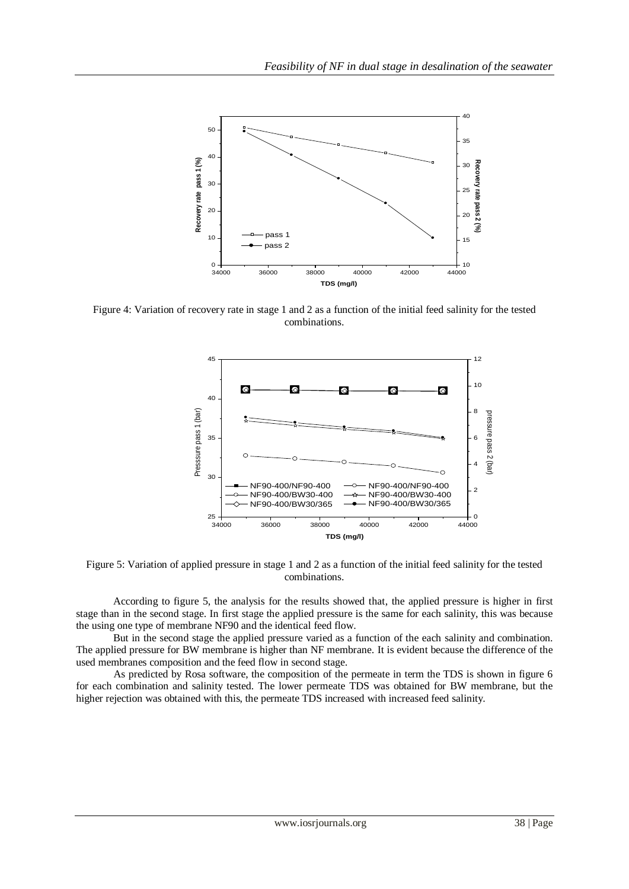Figure 4: Variation of recovery rate in stage 1 and 2 as a function of the initial feed salinity for the tested combinations.

Figure 5: Variation of applied pressure in stage 1 and 2 as a function of the initial feed salinity for the tested combinations.

According to figure 5, the analysis for the results showed that, the applied pressure is higher in first stage than in the second stage. In first stage the applied pressure is the same for each salinity, this was because the using one type of membrane NF90 and the identical feed flow.

But in the second stage the applied pressure varied as a function of the each salinity and combination. The applied pressure for BW membrane is higher than NF membrane. It is evident because the difference of the used membranes composition and the feed flow in second stage.

As predicted by Rosa software, the composition of the permeate in term the TDS is shown in figure 6 for each combination and salinity tested. The lower permeate TDS was obtained for BW membrane, but the higher rejection was obtained with this, the permeate TDS increased with increased feed salinity.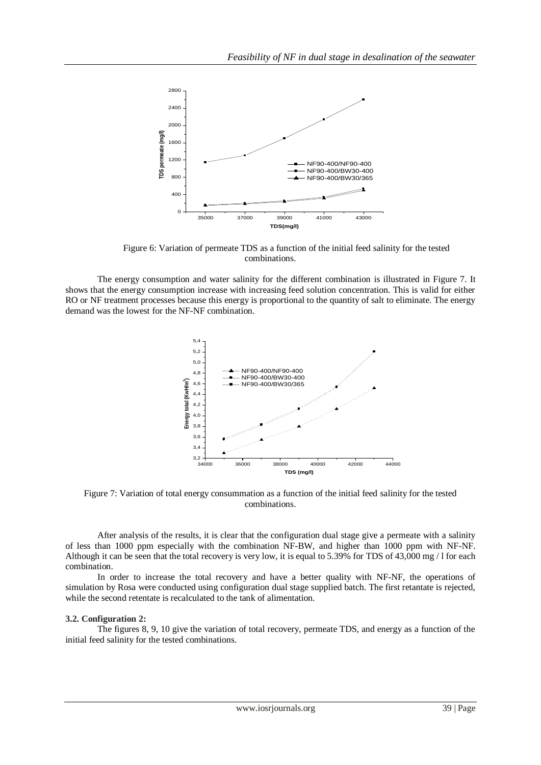Figure 6: Variation of permeate TDS as a function of the initial feed salinity for the tested combinations.

The energy consumption and water salinity for the different combination is illustrated in Figure 7. It shows that the energy consumption increase with increasing feed solution concentration. This is valid for either RO or NF treatment processes because this energy is proportional to the quantity of salt to eliminate. The energy demand was the lowest for the NF-NF combination.

Figure 7: Variation of total energy consummation as a function of the initial feed salinity for the tested combinations.

After analysis of the results, it is clear that the configuration dual stage give a permeate with a salinity of less than 1000 ppm especially with the combination NF-BW, and higher than 1000 ppm with NF-NF. Although it can be seen that the total recovery is very low, it is equal to 5.39% for TDS of 43,000 mg / l for each combination.

In order to increase the total recovery and have a better quality with NF-NF, the operations of simulation by Rosa were conducted using configuration dual stage supplied batch. The first retantate is rejected, while the second retentate is recalculated to the tank of alimentation.

### 3.2. Configuration 2:

The figures 8, 9, 10 give the variation of total recovery, permeate TDS, and energy as a function of the initial feed salinity for the tested combinations.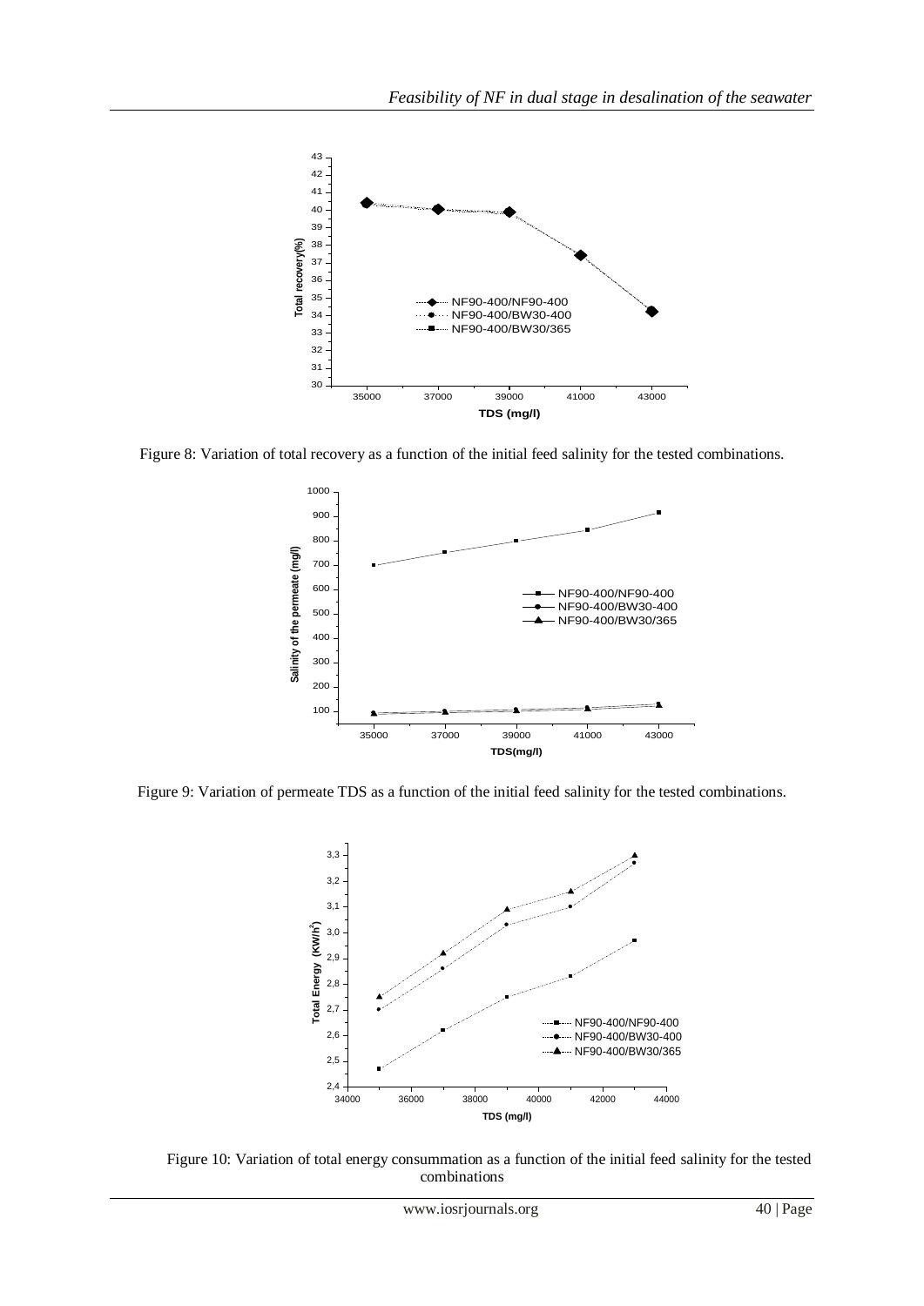Figure 8: Variation of total recovery as a function of the initial feed salinity for the tested combinations.

Figure 9: Variation of permeate TDS as a function of the initial feed salinity for the tested combinations.

Figure 10: Variation of total energy consummation as a function of the initial feed salinity for the tested combinations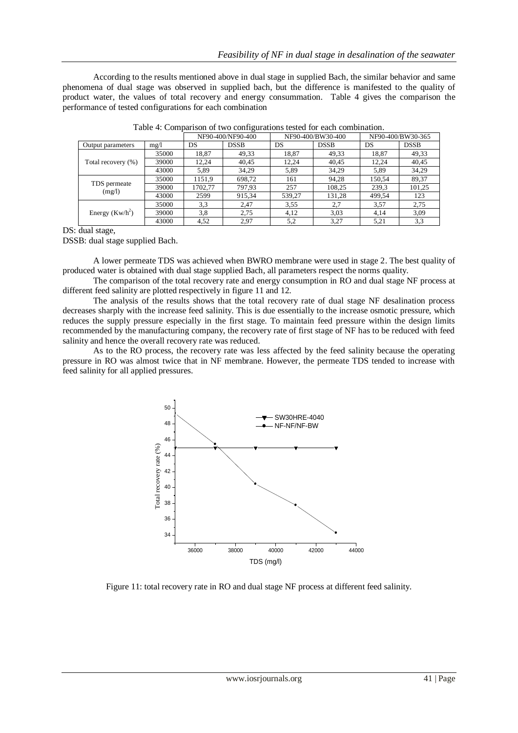According to the results mentioned above in dual stage in supplied Bach, the similar behavior and same phenomena of dual stage was observed in supplied bach, but the difference is manifested to the quality of product water, the values of total recovery and energy consummation. Table 4 gives the comparison the performance of tested configurations for each combination

Table 4: Comparison of two configurations tested for each combination.

| | | NF90-400/NF90-400 | | NF90-400/BW30-400 | | NF90-400/BW30-365 | |
|---|---|---|---|---|---|---|---|
| Output parameters | mg/l | DS | DSSB | DS | DSSB | DS | DSSB |
| Total recovery (%) | 35000 | 18,87 | 49,33 | 18,87 | 49,33 | 18,87 | 49,33 |
| | 39000 | 12,24 | 40,45 | 12,24 | 40,45 | 12,24 | 40,45 |
| | 43000 | 5,89 | 34,29 | 5,89 | 34,29 | 5,89 | 34,29 |
| TDS permeate (mg/l) | 35000 | 1151,9 | 698,72 | 161 | 94,28 | 150,54 | 89,37 |
| | 39000 | 1702,77 | 797,93 | 257 | 108,25 | 239,3 | 101,25 |
| | 43000 | 2599 | 915,34 | 539,27 | 131,28 | 499,54 | 123 |
| Energy ($Kw/h^2$) | 35000 | 3,3 | 2,47 | 3,55 | 2,7 | 3,57 | 2,75 |
| | 39000 | 3,8 | 2,75 | 4,12 | 3,03 | 4,14 | 3,09 |
| | 43000 | 4,52 | 2,97 | 5,2 | 3,27 | 5,21 | 3,3 |

DS: dual stage,
DSSB: dual stage supplied Bach.

A lower permeate TDS was achieved when BWRO membrane were used in stage 2. The best quality of produced water is obtained with dual stage supplied Bach, all parameters respect the norms quality.

The comparison of the total recovery rate and energy consumption in RO and dual stage NF process at different feed salinity are plotted respectively in figure 11 and 12.

The analysis of the results shows that the total recovery rate of dual stage NF desalination process decreases sharply with the increase feed salinity. This is due essentially to the increase osmotic pressure, which reduces the supply pressure especially in the first stage. To maintain feed pressure within the design limits recommended by the manufacturing company, the recovery rate of first stage of NF has to be reduced with feed salinity and hence the overall recovery rate was reduced.

As to the RO process, the recovery rate was less affected by the feed salinity because the operating pressure in RO was almost twice that in NF membrane. However, the permeate TDS tended to increase with feed salinity for all applied pressures.

Figure 11: total recovery rate in RO and dual stage NF process at different feed salinity.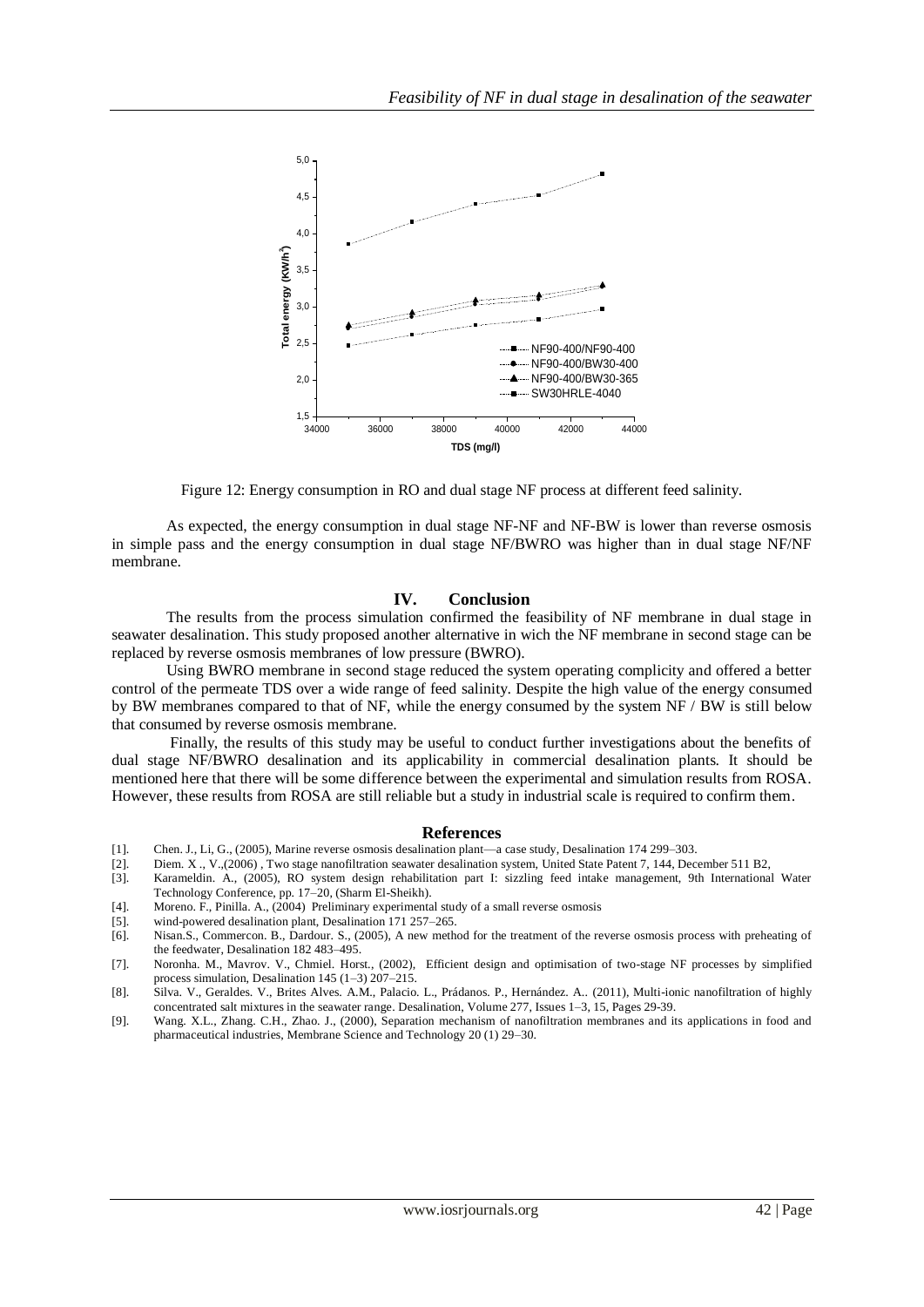5,0
4,5
4,0
3,5
3,0
2,5
2,0
1,5

Total energy (KW/h$^3$)

34000 36000 38000 40000 42000 44000

TDS (mg/l)

NF90-400/NF90-400
NF90-400/BW30-400
NF90-400/BW30-365
SW30HRLE-4040

Figure 12: Energy consumption in RO and dual stage NF process at different feed salinity.

As expected, the energy consumption in dual stage NF-NF and NF-BW is lower than reverse osmosis in simple pass and the energy consumption in dual stage NF/BWRO was higher than in dual stage NF/NF membrane.

## IV. Conclusion

The results from the process simulation confirmed the feasibility of NF membrane in dual stage in seawater desalination. This study proposed another alternative in wich the NF membrane in second stage can be replaced by reverse osmosis membranes of low pressure (BWRO).

Using BWRO membrane in second stage reduced the system operating complicity and offered a better control of the permeate TDS over a wide range of feed salinity. Despite the high value of the energy consumed by BW membranes compared to that of NF, while the energy consumed by the system NF / BW is still below that consumed by reverse osmosis membrane.

Finally, the results of this study may be useful to conduct further investigations about the benefits of dual stage NF/BWRO desalination and its applicability in commercial desalination plants. It should be mentioned here that there will be some difference between the experimental and simulation results from ROSA. However, these results from ROSA are still reliable but a study in industrial scale is required to confirm them.

## References

[1]. Chen. J., Li, G., (2005), Marine reverse osmosis desalination plant—a case study, Desalination 174 299–303.

[2]. Diem. X ., V.,(2006) , Two stage nanofiltration seawater desalination system, United State Patent 7, 144, December 511 B2,

[3]. Karameldin. A., (2005), RO system design rehabilitation part I: sizzling feed intake management, 9th International Water Technology Conference, pp. 17–20, (Sharm El-Sheikh).

[4]. Moreno. F., Pinilla. A., (2004) Preliminary experimental study of a small reverse osmosis

[5]. wind-powered desalination plant, Desalination 171 257–265.

[6]. Nisan.S., Commercon. B., Dardour. S., (2005), A new method for the treatment of the reverse osmosis process with preheating of the feedwater, Desalination 182 483–495.

[7]. Noronha. M., Mavrov. V., Chmiel. Horst., (2002), Efficient design and optimisation of two-stage NF processes by simplified process simulation, Desalination 145 (1–3) 207–215.

[8]. Silva. V., Geraldes. V., Brites Alves. A.M., Palacio. L., Prádanos. P., Hernández. A.. (2011), Multi-ionic nanofiltration of highly concentrated salt mixtures in the seawater range. Desalination, Volume 277, Issues 1–3, 15, Pages 29-39.

[9]. Wang. X.L., Zhang. C.H., Zhao. J., (2000), Separation mechanism of nanofiltration membranes and its applications in food and pharmaceutical industries, Membrane Science and Technology 20 (1) 29–30.